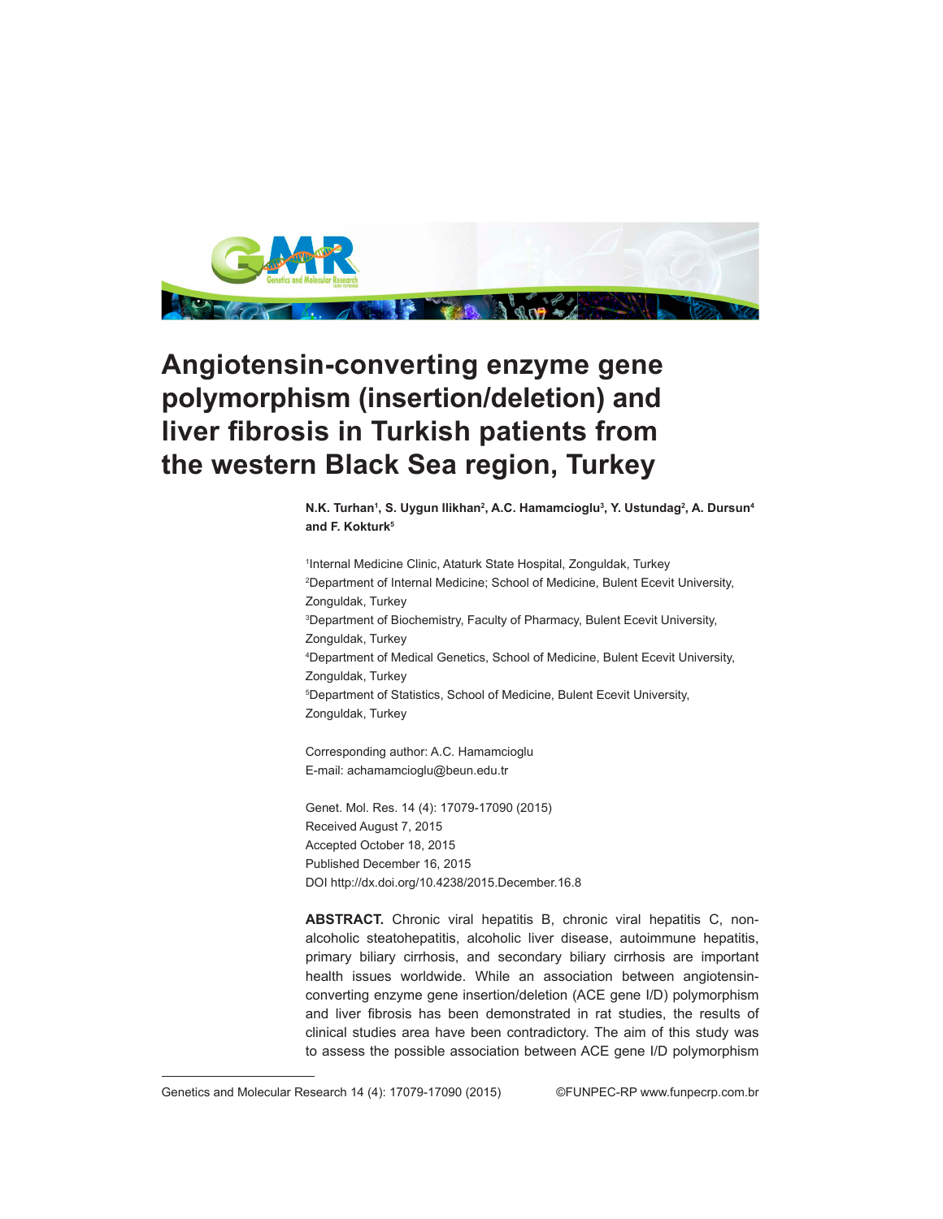# Angiotensin-converting enzyme gene polymorphism (insertion/deletion) and liver fibrosis in Turkish patients from the western Black Sea region, Turkey

**N.K. Turhan[1], S. Uygun Ilikhan[2], A.C. Hamamcioglu[3], Y. Ustundag[2], A. Dursun[4] and F. Kokturk[5]**

[1]Internal Medicine Clinic, Ataturk State Hospital, Zonguldak, Turkey
[2]Department of Internal Medicine; School of Medicine, Bulent Ecevit University, Zonguldak, Turkey
[3]Department of Biochemistry, Faculty of Pharmacy, Bulent Ecevit University, Zonguldak, Turkey
[4]Department of Medical Genetics, School of Medicine, Bulent Ecevit University, Zonguldak, Turkey
[5]Department of Statistics, School of Medicine, Bulent Ecevit University, Zonguldak, Turkey

Corresponding author: A.C. Hamamcioglu
E-mail: achamamcioglu@beun.edu.tr

Genet. Mol. Res. 14 (4): 17079-17090 (2015)
Received August 7, 2015
Accepted October 18, 2015
Published December 16, 2015
DOI http://dx.doi.org/10.4238/2015.December.16.8

**ABSTRACT.** Chronic viral hepatitis B, chronic viral hepatitis C, non-alcoholic steatohepatitis, alcoholic liver disease, autoimmune hepatitis, primary biliary cirrhosis, and secondary biliary cirrhosis are important health issues worldwide. While an association between angiotensin-converting enzyme gene insertion/deletion (ACE gene I/D) polymorphism and liver fibrosis has been demonstrated in rat studies, the results of clinical studies area have been contradictory. The aim of this study was to assess the possible association between ACE gene I/D polymorphism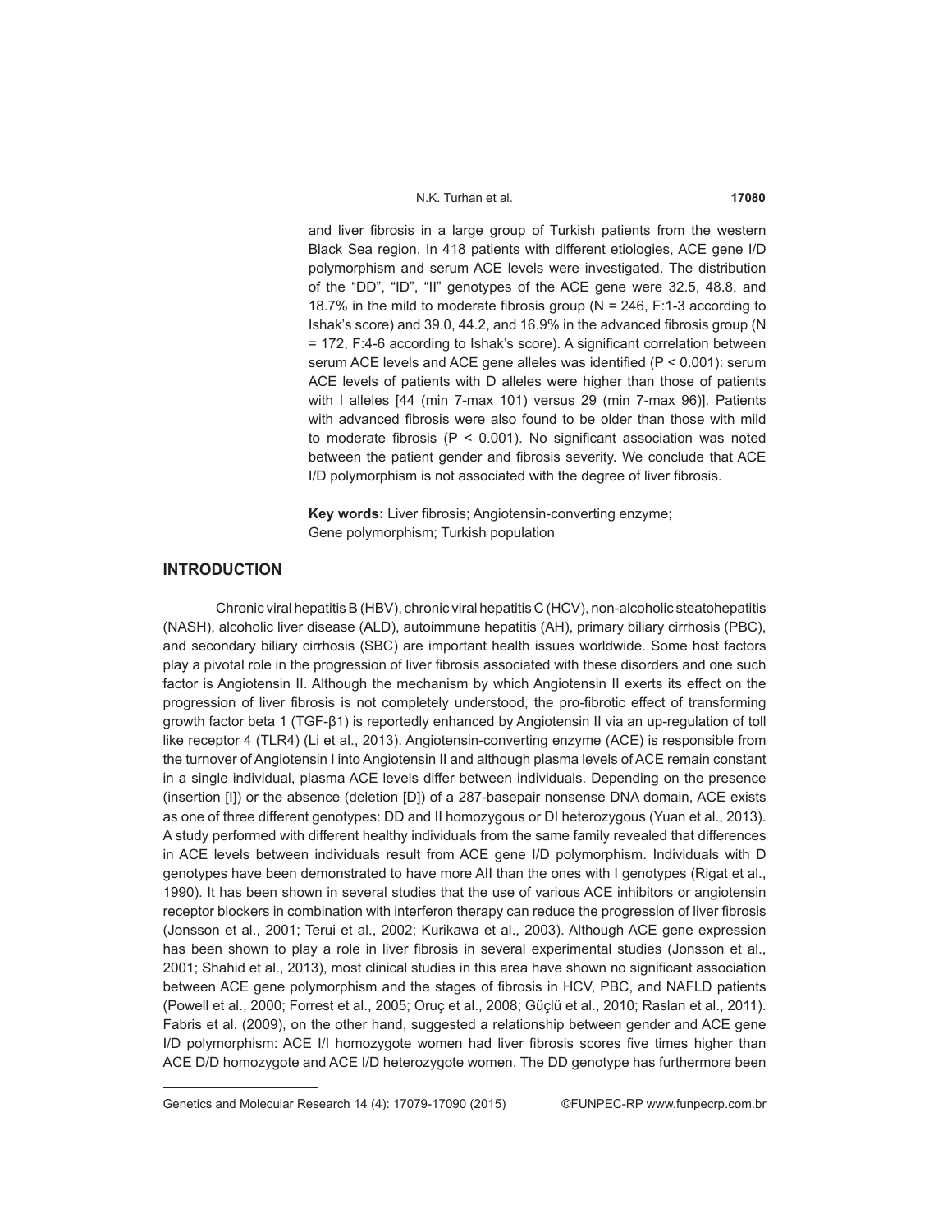and liver fibrosis in a large group of Turkish patients from the western Black Sea region. In 418 patients with different etiologies, ACE gene I/D polymorphism and serum ACE levels were investigated. The distribution of the "DD", "ID", "II" genotypes of the ACE gene were 32.5, 48.8, and 18.7% in the mild to moderate fibrosis group (N = 246, F:1-3 according to Ishak's score) and 39.0, 44.2, and 16.9% in the advanced fibrosis group (N = 172, F:4-6 according to Ishak's score). A significant correlation between serum ACE levels and ACE gene alleles was identified ($P < 0.001$): serum ACE levels of patients with D alleles were higher than those of patients with I alleles [44 (min 7-max 101) versus 29 (min 7-max 96)]. Patients with advanced fibrosis were also found to be older than those with mild to moderate fibrosis ($P < 0.001$). No significant association was noted between the patient gender and fibrosis severity. We conclude that ACE I/D polymorphism is not associated with the degree of liver fibrosis.

**Key words:** Liver fibrosis; Angiotensin-converting enzyme; Gene polymorphism; Turkish population

## INTRODUCTION

Chronic viral hepatitis B (HBV), chronic viral hepatitis C (HCV), non-alcoholic steatohepatitis (NASH), alcoholic liver disease (ALD), autoimmune hepatitis (AH), primary biliary cirrhosis (PBC), and secondary biliary cirrhosis (SBC) are important health issues worldwide. Some host factors play a pivotal role in the progression of liver fibrosis associated with these disorders and one such factor is Angiotensin II. Although the mechanism by which Angiotensin II exerts its effect on the progression of liver fibrosis is not completely understood, the pro-fibrotic effect of transforming growth factor beta 1 (TGF-β1) is reportedly enhanced by Angiotensin II via an up-regulation of toll like receptor 4 (TLR4) (Li et al., 2013). Angiotensin-converting enzyme (ACE) is responsible from the turnover of Angiotensin I into Angiotensin II and although plasma levels of ACE remain constant in a single individual, plasma ACE levels differ between individuals. Depending on the presence (insertion [I]) or the absence (deletion [D]) of a 287-basepair nonsense DNA domain, ACE exists as one of three different genotypes: DD and II homozygous or DI heterozygous (Yuan et al., 2013). A study performed with different healthy individuals from the same family revealed that differences in ACE levels between individuals result from ACE gene I/D polymorphism. Individuals with D genotypes have been demonstrated to have more AII than the ones with I genotypes (Rigat et al., 1990). It has been shown in several studies that the use of various ACE inhibitors or angiotensin receptor blockers in combination with interferon therapy can reduce the progression of liver fibrosis (Jonsson et al., 2001; Terui et al., 2002; Kurikawa et al., 2003). Although ACE gene expression has been shown to play a role in liver fibrosis in several experimental studies (Jonsson et al., 2001; Shahid et al., 2013), most clinical studies in this area have shown no significant association between ACE gene polymorphism and the stages of fibrosis in HCV, PBC, and NAFLD patients (Powell et al., 2000; Forrest et al., 2005; Oruç et al., 2008; Güçlü et al., 2010; Raslan et al., 2011). Fabris et al. (2009), on the other hand, suggested a relationship between gender and ACE gene I/D polymorphism: ACE I/I homozygote women had liver fibrosis scores five times higher than ACE D/D homozygote and ACE I/D heterozygote women. The DD genotype has furthermore been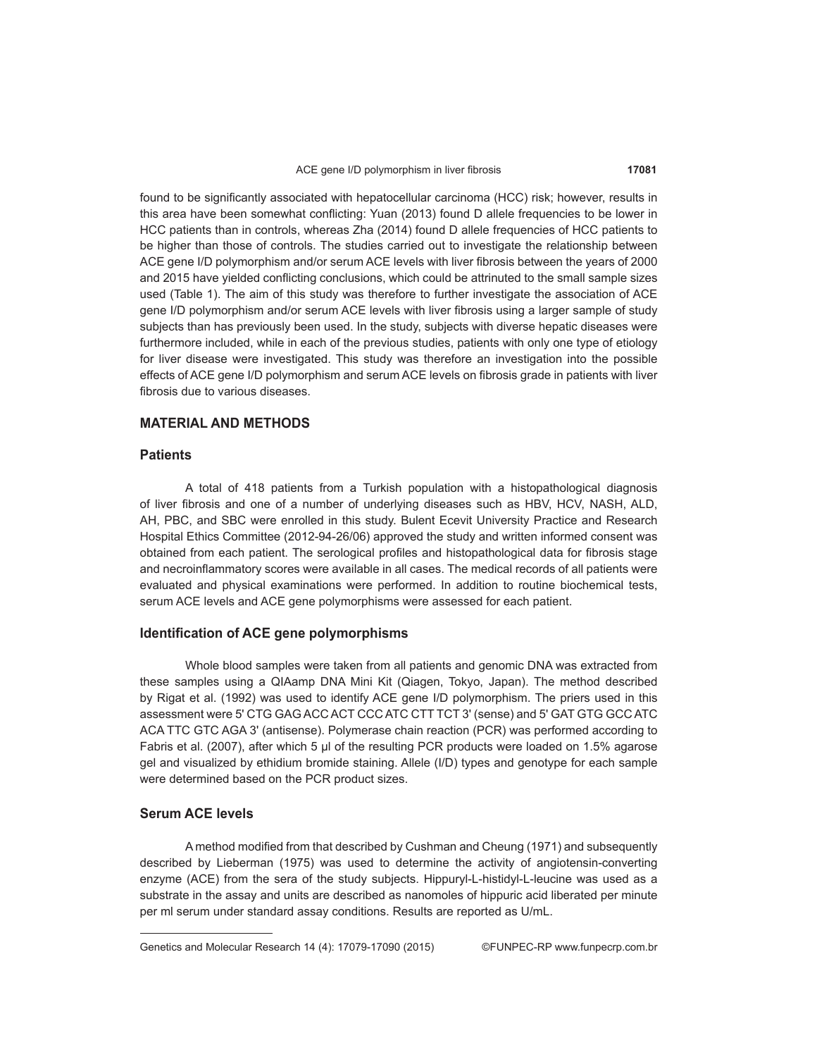found to be significantly associated with hepatocellular carcinoma (HCC) risk; however, results in this area have been somewhat conflicting: Yuan (2013) found D allele frequencies to be lower in HCC patients than in controls, whereas Zha (2014) found D allele frequencies of HCC patients to be higher than those of controls. The studies carried out to investigate the relationship between ACE gene I/D polymorphism and/or serum ACE levels with liver fibrosis between the years of 2000 and 2015 have yielded conflicting conclusions, which could be attrinuted to the small sample sizes used (Table 1). The aim of this study was therefore to further investigate the association of ACE gene I/D polymorphism and/or serum ACE levels with liver fibrosis using a larger sample of study subjects than has previously been used. In the study, subjects with diverse hepatic diseases were furthermore included, while in each of the previous studies, patients with only one type of etiology for liver disease were investigated. This study was therefore an investigation into the possible effects of ACE gene I/D polymorphism and serum ACE levels on fibrosis grade in patients with liver fibrosis due to various diseases.

## MATERIAL AND METHODS

### Patients

A total of 418 patients from a Turkish population with a histopathological diagnosis of liver fibrosis and one of a number of underlying diseases such as HBV, HCV, NASH, ALD, AH, PBC, and SBC were enrolled in this study. Bulent Ecevit University Practice and Research Hospital Ethics Committee (2012-94-26/06) approved the study and written informed consent was obtained from each patient. The serological profiles and histopathological data for fibrosis stage and necroinflammatory scores were available in all cases. The medical records of all patients were evaluated and physical examinations were performed. In addition to routine biochemical tests, serum ACE levels and ACE gene polymorphisms were assessed for each patient.

### Identification of ACE gene polymorphisms

Whole blood samples were taken from all patients and genomic DNA was extracted from these samples using a QIAamp DNA Mini Kit (Qiagen, Tokyo, Japan). The method described by Rigat et al. (1992) was used to identify ACE gene I/D polymorphism. The priers used in this assessment were 5' CTG GAG ACC ACT CCC ATC CTT TCT 3' (sense) and 5' GAT GTG GCC ATC ACA TTC GTC AGA 3' (antisense). Polymerase chain reaction (PCR) was performed according to Fabris et al. (2007), after which 5 μl of the resulting PCR products were loaded on 1.5% agarose gel and visualized by ethidium bromide staining. Allele (I/D) types and genotype for each sample were determined based on the PCR product sizes.

### Serum ACE levels

A method modified from that described by Cushman and Cheung (1971) and subsequently described by Lieberman (1975) was used to determine the activity of angiotensin-converting enzyme (ACE) from the sera of the study subjects. Hippuryl-L-histidyl-L-leucine was used as a substrate in the assay and units are described as nanomoles of hippuric acid liberated per minute per ml serum under standard assay conditions. Results are reported as U/mL.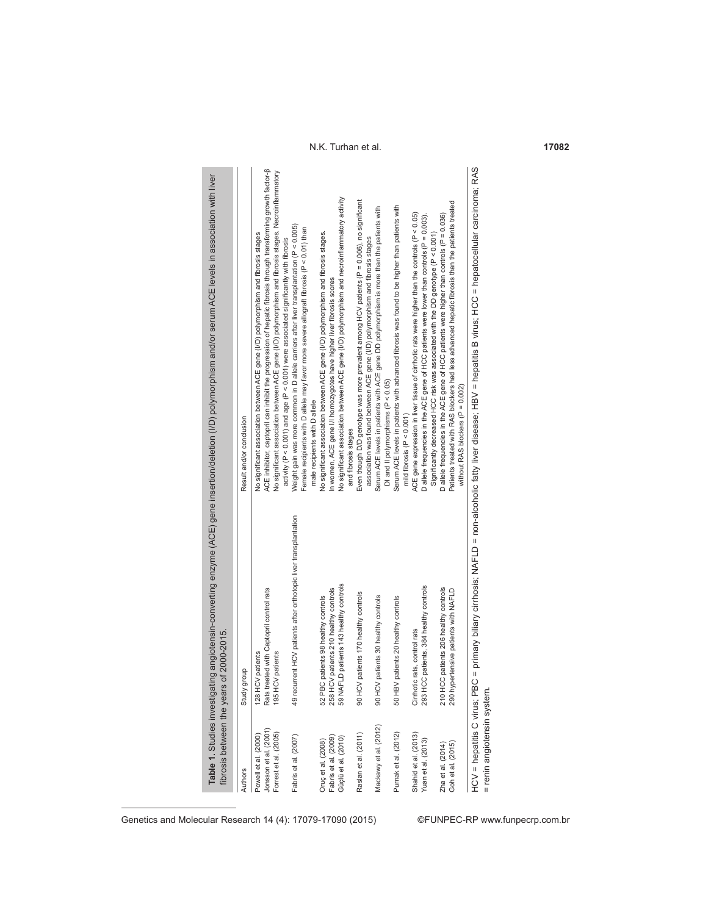**Table 1.** Studies investigating angiotensin-converting enzyme (ACE) gene insertion/deletion (I/D) polymorphism and/or serum ACE levels in association with liver fibrosis between the years of 2000-2015.

| Authors | Study group | Result and/or conclusion |
|---|---|---|
| Powell et al. (2000) | 128 HCV patients | No significant association between ACE gene (I/D) polymorphism and fibrosis stages |
| Jonsson et al. (2001) | Rats treated with Captopril control rats | ACE inhibitor, captopril can inhibit the progression of hepatic fibrosis through transforming growth factor-β |
| Forrest et al. (2005) | 195 HCV patients | No significant association between ACE gene (I/D) polymorphism and fibrosis stages. Necroinflammatory activity ($P < 0.001$) and age ($P < 0.001$) were associated significantly with fibrosis |
| Fabris et al. (2007) | 49 recurrent HCV patients after orthotopic liver transplantation | Weight gain was more common in D allele carriers after liver transplantation ($P < 0.005$) Female recipients with D allele may favor more severe allograft fibrosis ($P < 0.01$) than male recipients with D allele |
| Oruç et al. (2008) | 52 PBC patients 98 healthy controls | No significant association between ACE gene (I/D) polymorphism and fibrosis stages. |
| Fabris et al. (2009) | 258 HCV patients 210 healthy controls | In women, ACE gene I/I homozygotes have higher liver fibrosis scores |
| Güçlü et al. (2010) | 59 NAFLD patients 143 healthy controls | No significant association between ACE gene (I/D) polymorphism and necroinflammatory activity and fibrosis stages |
| Raslan et al. (2011) | 90 HCV patients 170 healthy controls | Even though D/D genotype was more prevalent among HCV patients ($P = 0.006$), no significant association was found between ACE gene (I/D) polymorphism and fibrosis stages |
| Mackawy et al. (2012) | 90 HCV patients 30 healthy controls | Serum ACE levels in patients with ACE gene DD polymorphism is more than the patients with DI and II polymorphisms ($P < 0.05$) |
| Purnak et al. (2012) | 50 HBV patients 20 healthy controls | Serum ACE levels in patients with advanced fibrosis was found to be higher than patients with mild fibrosis ($P < 0.001$) |
| Shahid et al. (2013) | Cirrhotic rats, control rats | ACE gene expression in liver tissue of cirrhotic rats were higher than the controls ($P < 0.05$) |
| Yuan et al. (2013) | 293 HCC patients, 384 healthy controls | D allele frequencies in the ACE gene of HCC patients were lower than controls ($P = 0.003$). Significantly decreased HCC risk was associated with the DD genotype ($P < 0.001$) |
| Zha et al. (2014) | 210 HCC patients 206 healthy controls | D allele frequencies in the ACE gene of HCC patients were higher than controls ($P = 0.036$) |
| Goh et al. (2015) | 290 hypertensive patients with NAFLD | Patients treated with RAS blockers had less advanced hepatic fibrosis than the patients treated without RAS blockers ($P = 0.002$) |

HCV = hepatitis C virus; PBC = primary biliary cirrhosis; NAFLD = non-alcoholic fatty liver disease; HBV = hepatitis B virus; HCC = hepatocellular carcinoma; RAS = renin angiotensin system.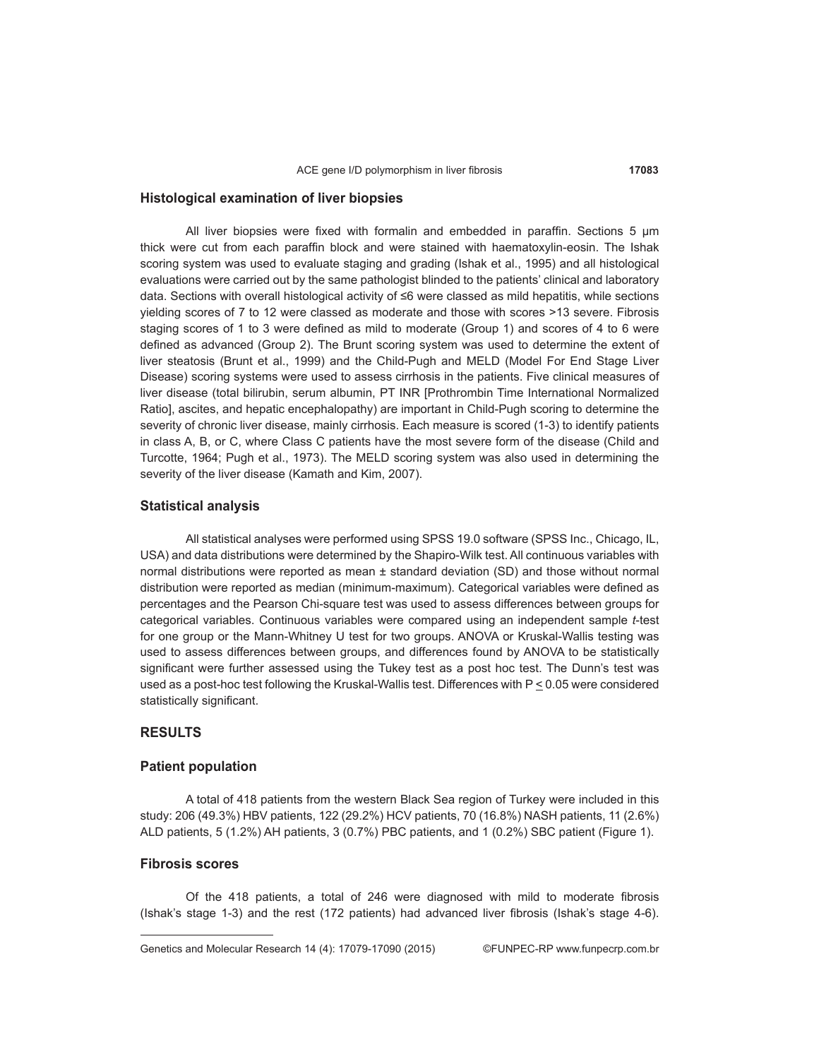## Histological examination of liver biopsies

All liver biopsies were fixed with formalin and embedded in paraffin. Sections 5 μm thick were cut from each paraffin block and were stained with haematoxylin-eosin. The Ishak scoring system was used to evaluate staging and grading (Ishak et al., 1995) and all histological evaluations were carried out by the same pathologist blinded to the patients' clinical and laboratory data. Sections with overall histological activity of ≤6 were classed as mild hepatitis, while sections yielding scores of 7 to 12 were classed as moderate and those with scores >13 severe. Fibrosis staging scores of 1 to 3 were defined as mild to moderate (Group 1) and scores of 4 to 6 were defined as advanced (Group 2). The Brunt scoring system was used to determine the extent of liver steatosis (Brunt et al., 1999) and the Child-Pugh and MELD (Model For End Stage Liver Disease) scoring systems were used to assess cirrhosis in the patients. Five clinical measures of liver disease (total bilirubin, serum albumin, PT INR [Prothrombin Time International Normalized Ratio], ascites, and hepatic encephalopathy) are important in Child-Pugh scoring to determine the severity of chronic liver disease, mainly cirrhosis. Each measure is scored (1-3) to identify patients in class A, B, or C, where Class C patients have the most severe form of the disease (Child and Turcotte, 1964; Pugh et al., 1973). The MELD scoring system was also used in determining the severity of the liver disease (Kamath and Kim, 2007).

## Statistical analysis

All statistical analyses were performed using SPSS 19.0 software (SPSS Inc., Chicago, IL, USA) and data distributions were determined by the Shapiro-Wilk test. All continuous variables with normal distributions were reported as mean ± standard deviation (SD) and those without normal distribution were reported as median (minimum-maximum). Categorical variables were defined as percentages and the Pearson Chi-square test was used to assess differences between groups for categorical variables. Continuous variables were compared using an independent sample *t*-test for one group or the Mann-Whitney U test for two groups. ANOVA or Kruskal-Wallis testing was used to assess differences between groups, and differences found by ANOVA to be statistically significant were further assessed using the Tukey test as a post hoc test. The Dunn's test was used as a post-hoc test following the Kruskal-Wallis test. Differences with $P \leq 0.05$ were considered statistically significant.

# RESULTS

## Patient population

A total of 418 patients from the western Black Sea region of Turkey were included in this study: 206 (49.3%) HBV patients, 122 (29.2%) HCV patients, 70 (16.8%) NASH patients, 11 (2.6%) ALD patients, 5 (1.2%) AH patients, 3 (0.7%) PBC patients, and 1 (0.2%) SBC patient (Figure 1).

## Fibrosis scores

Of the 418 patients, a total of 246 were diagnosed with mild to moderate fibrosis (Ishak's stage 1-3) and the rest (172 patients) had advanced liver fibrosis (Ishak's stage 4-6).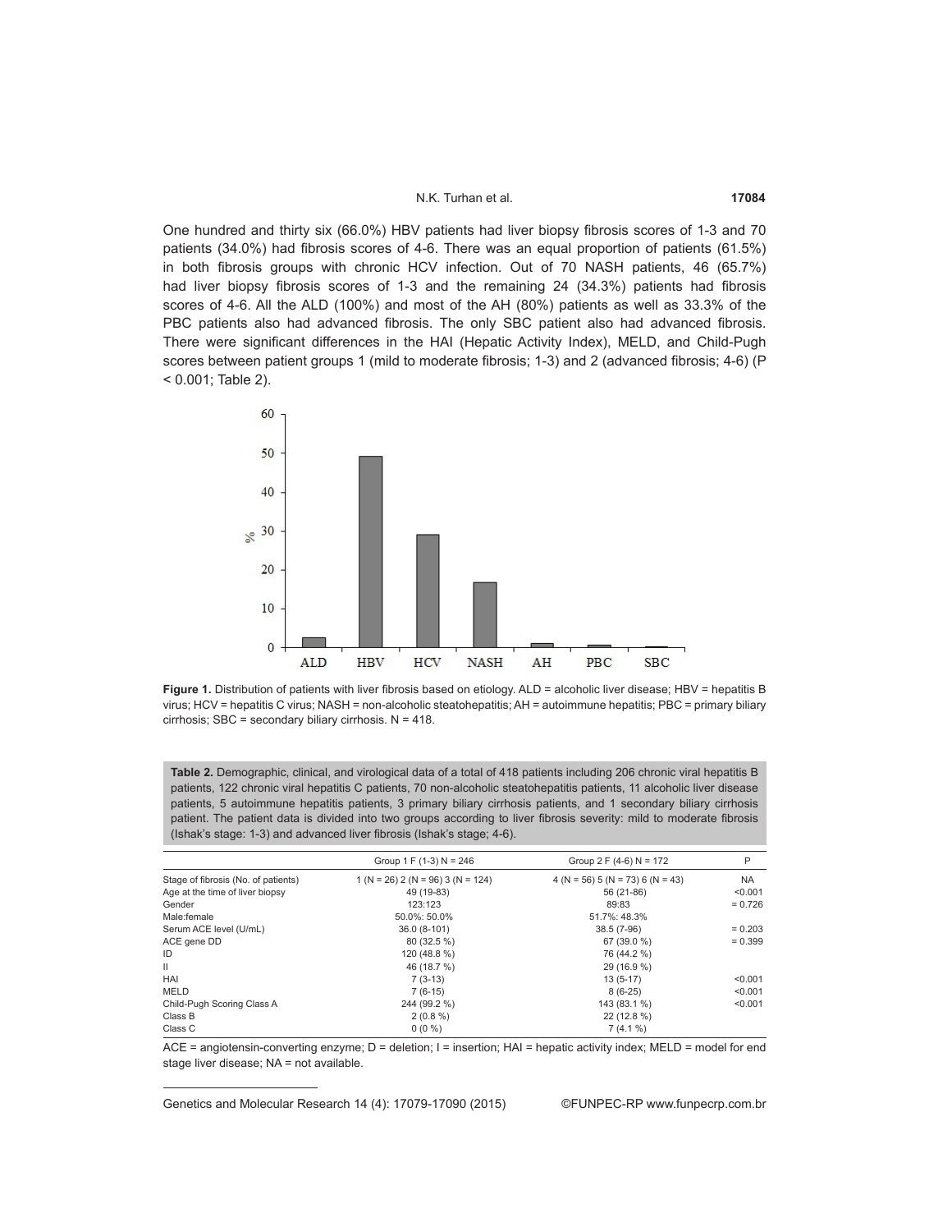One hundred and thirty six (66.0%) HBV patients had liver biopsy fibrosis scores of 1-3 and 70 patients (34.0%) had fibrosis scores of 4-6. There was an equal proportion of patients (61.5%) in both fibrosis groups with chronic HCV infection. Out of 70 NASH patients, 46 (65.7%) had liver biopsy fibrosis scores of 1-3 and the remaining 24 (34.3%) patients had fibrosis scores of 4-6. All the ALD (100%) and most of the AH (80%) patients as well as 33.3% of the PBC patients also had advanced fibrosis. The only SBC patient also had advanced fibrosis. There were significant differences in the HAI (Hepatic Activity Index), MELD, and Child-Pugh scores between patient groups 1 (mild to moderate fibrosis; 1-3) and 2 (advanced fibrosis; 4-6) ($P < 0.001$; Table 2).

**Figure 1.** Distribution of patients with liver fibrosis based on etiology. ALD = alcoholic liver disease; HBV = hepatitis B virus; HCV = hepatitis C virus; NASH = non-alcoholic steatohepatitis; AH = autoimmune hepatitis; PBC = primary biliary cirrhosis; SBC = secondary biliary cirrhosis. N = 418.

**Table 2.** Demographic, clinical, and virological data of a total of 418 patients including 206 chronic viral hepatitis B patients, 122 chronic viral hepatitis C patients, 70 non-alcoholic steatohepatitis patients, 11 alcoholic liver disease patients, 5 autoimmune hepatitis patients, 3 primary biliary cirrhosis patients, and 1 secondary biliary cirrhosis patient. The patient data is divided into two groups according to liver fibrosis severity: mild to moderate fibrosis (Ishak's stage: 1-3) and advanced liver fibrosis (Ishak's stage; 4-6).

| | Group 1 F (1-3) N = 246 | Group 2 F (4-6) N = 172 | P |
|---|---|---|---|
| Stage of fibrosis (No. of patients) | 1 (N = 26) 2 (N = 96) 3 (N = 124) | 4 (N = 56) 5 (N = 73) 6 (N = 43) | NA |
| Age at the time of liver biopsy | 49 (19-83) | 56 (21-86) | <0.001 |
| Gender | 123:123 | 89:83 | = 0.726 |
| Male:female | 50.0%: 50.0% | 51.7%: 48.3% | |
| Serum ACE level (U/mL) | 36.0 (8-101) | 38.5 (7-96) | = 0.203 |
| ACE gene DD | 80 (32.5 %) | 67 (39.0 %) | = 0.399 |
| ID | 120 (48.8 %) | 76 (44.2 %) | |
| II | 46 (18.7 %) | 29 (16.9 %) | |
| HAI | 7 (3-13) | 13 (5-17) | <0.001 |
| MELD | 7 (6-15) | 8 (6-25) | <0.001 |
| Child-Pugh Scoring Class A | 244 (99.2 %) | 143 (83.1 %) | <0.001 |
| Class B | 2 (0.8 %) | 22 (12.8 %) | |
| Class C | 0 (0 %) | 7 (4.1 %) | |

ACE = angiotensin-converting enzyme; D = deletion; I = insertion; HAI = hepatic activity index; MELD = model for end stage liver disease; NA = not available.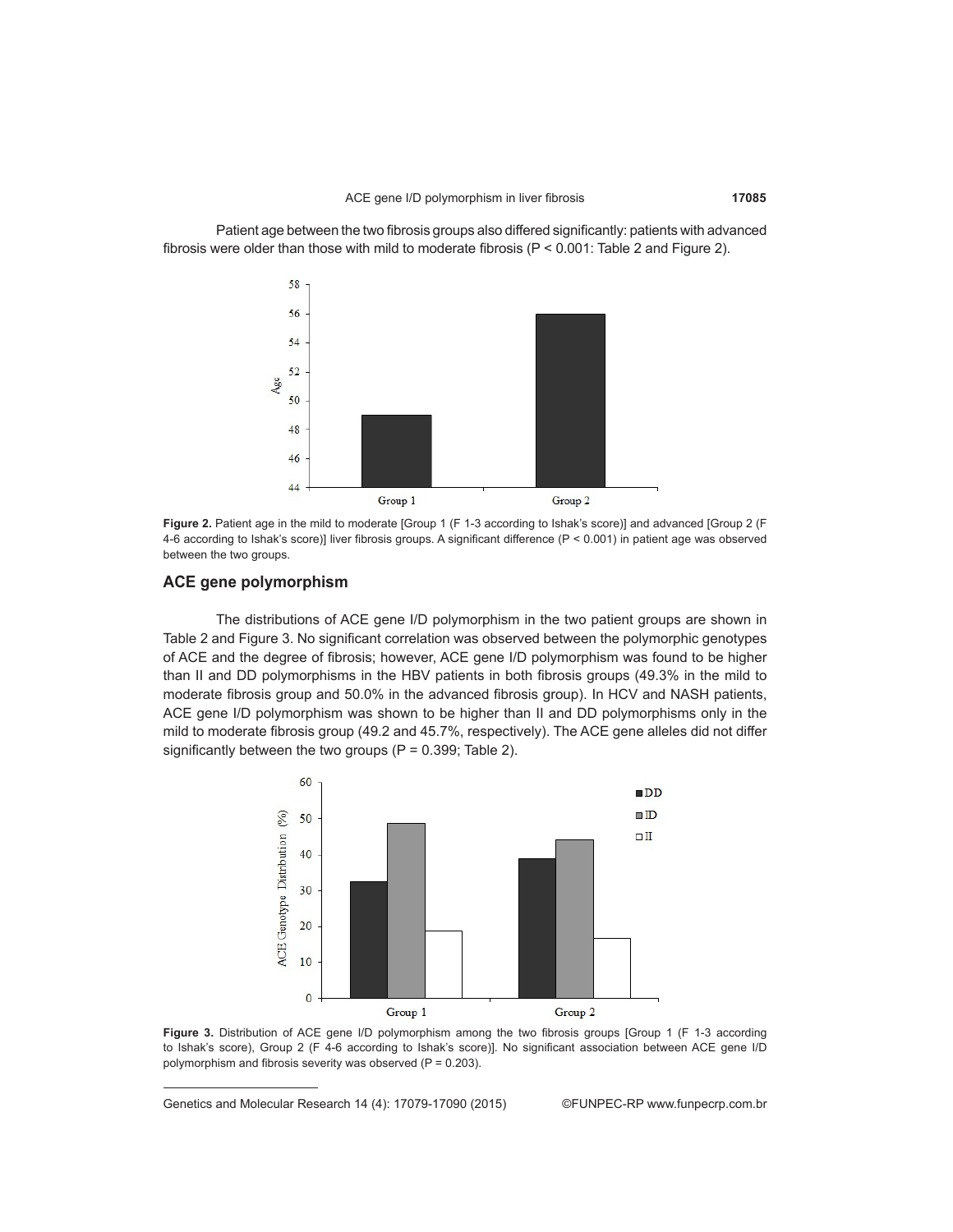Patient age between the two fibrosis groups also differed significantly: patients with advanced fibrosis were older than those with mild to moderate fibrosis ($P < 0.001$: Table 2 and Figure 2).

**Figure 2.** Patient age in the mild to moderate [Group 1 (F 1-3 according to Ishak's score)] and advanced [Group 2 (F 4-6 according to Ishak's score)] liver fibrosis groups. A significant difference ($P < 0.001$) in patient age was observed between the two groups.

## ACE gene polymorphism

The distributions of ACE gene I/D polymorphism in the two patient groups are shown in Table 2 and Figure 3. No significant correlation was observed between the polymorphic genotypes of ACE and the degree of fibrosis; however, ACE gene I/D polymorphism was found to be higher than II and DD polymorphisms in the HBV patients in both fibrosis groups (49.3% in the mild to moderate fibrosis group and 50.0% in the advanced fibrosis group). In HCV and NASH patients, ACE gene I/D polymorphism was shown to be higher than II and DD polymorphisms only in the mild to moderate fibrosis group (49.2 and 45.7%, respectively). The ACE gene alleles did not differ significantly between the two groups ($P = 0.399$; Table 2).

**Figure 3.** Distribution of ACE gene I/D polymorphism among the two fibrosis groups [Group 1 (F 1-3 according to Ishak's score), Group 2 (F 4-6 according to Ishak's score)]. No significant association between ACE gene I/D polymorphism and fibrosis severity was observed ($P = 0.203$).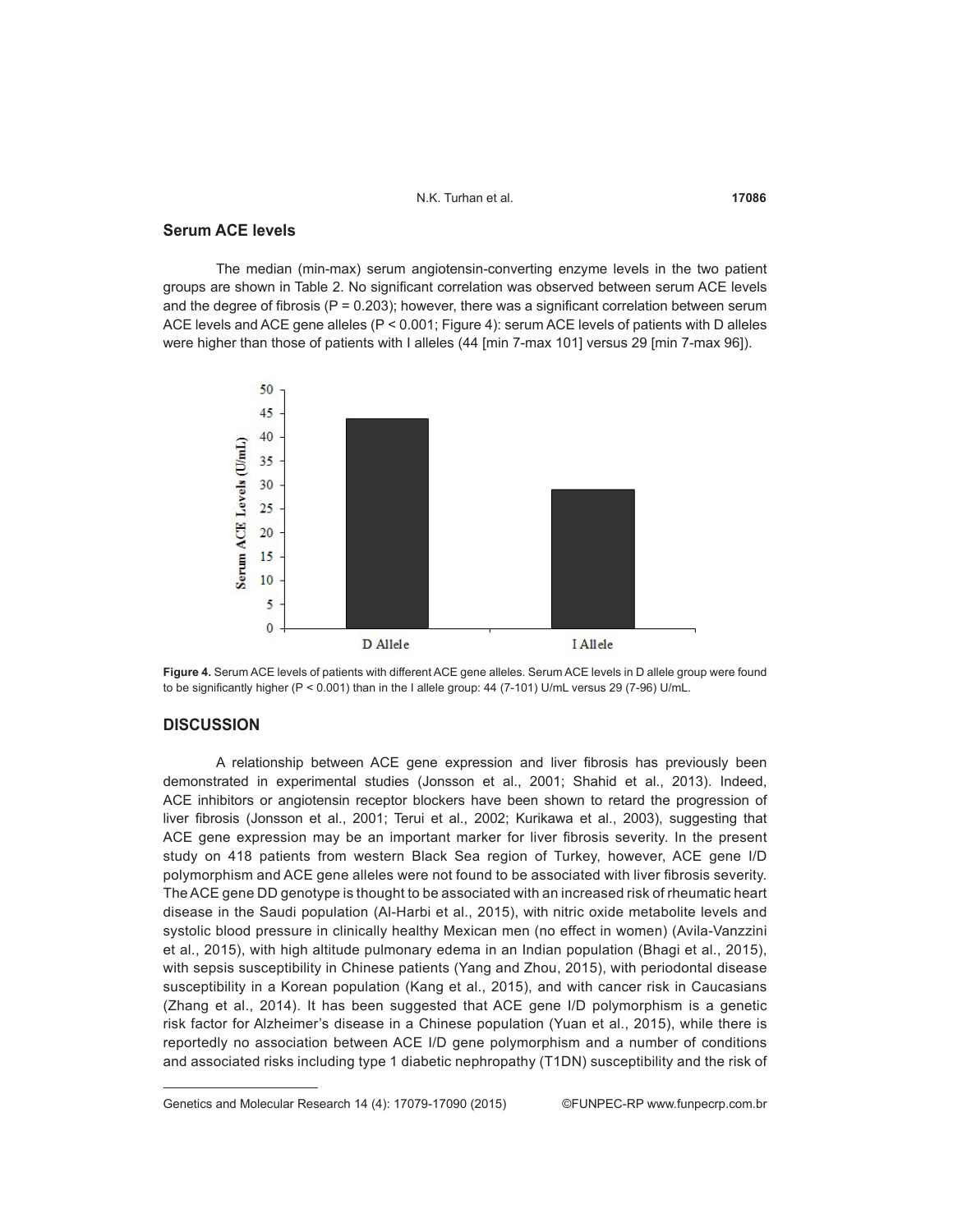### Serum ACE levels

The median (min-max) serum angiotensin-converting enzyme levels in the two patient groups are shown in Table 2. No significant correlation was observed between serum ACE levels and the degree of fibrosis ($P = 0.203$); however, there was a significant correlation between serum ACE levels and ACE gene alleles ($P < 0.001$; Figure 4): serum ACE levels of patients with D alleles were higher than those of patients with I alleles (44 [min 7-max 101] versus 29 [min 7-max 96]).

**Figure 4.** Serum ACE levels of patients with different ACE gene alleles. Serum ACE levels in D allele group were found to be significantly higher ($P < 0.001$) than in the I allele group: 44 (7-101) U/mL versus 29 (7-96) U/mL.

## DISCUSSION

A relationship between ACE gene expression and liver fibrosis has previously been demonstrated in experimental studies (Jonsson et al., 2001; Shahid et al., 2013). Indeed, ACE inhibitors or angiotensin receptor blockers have been shown to retard the progression of liver fibrosis (Jonsson et al., 2001; Terui et al., 2002; Kurikawa et al., 2003), suggesting that ACE gene expression may be an important marker for liver fibrosis severity. In the present study on 418 patients from western Black Sea region of Turkey, however, ACE gene I/D polymorphism and ACE gene alleles were not found to be associated with liver fibrosis severity. The ACE gene DD genotype is thought to be associated with an increased risk of rheumatic heart disease in the Saudi population (Al-Harbi et al., 2015), with nitric oxide metabolite levels and systolic blood pressure in clinically healthy Mexican men (no effect in women) (Avila-Vanzzini et al., 2015), with high altitude pulmonary edema in an Indian population (Bhagi et al., 2015), with sepsis susceptibility in Chinese patients (Yang and Zhou, 2015), with periodontal disease susceptibility in a Korean population (Kang et al., 2015), and with cancer risk in Caucasians (Zhang et al., 2014). It has been suggested that ACE gene I/D polymorphism is a genetic risk factor for Alzheimer's disease in a Chinese population (Yuan et al., 2015), while there is reportedly no association between ACE I/D gene polymorphism and a number of conditions and associated risks including type 1 diabetic nephropathy (T1DN) susceptibility and the risk of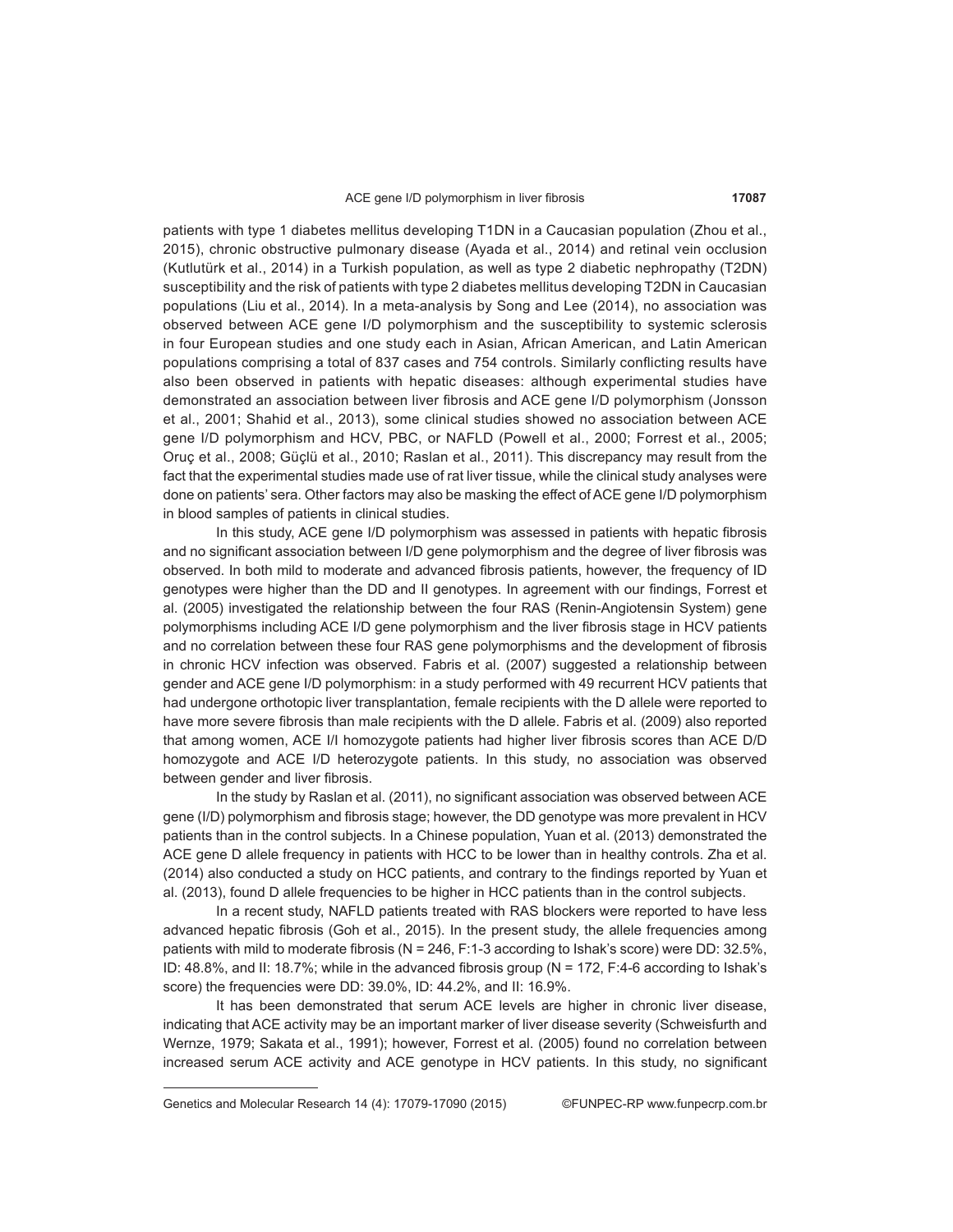patients with type 1 diabetes mellitus developing T1DN in a Caucasian population (Zhou et al., 2015), chronic obstructive pulmonary disease (Ayada et al., 2014) and retinal vein occlusion (Kutlutürk et al., 2014) in a Turkish population, as well as type 2 diabetic nephropathy (T2DN) susceptibility and the risk of patients with type 2 diabetes mellitus developing T2DN in Caucasian populations (Liu et al., 2014). In a meta-analysis by Song and Lee (2014), no association was observed between ACE gene I/D polymorphism and the susceptibility to systemic sclerosis in four European studies and one study each in Asian, African American, and Latin American populations comprising a total of 837 cases and 754 controls. Similarly conflicting results have also been observed in patients with hepatic diseases: although experimental studies have demonstrated an association between liver fibrosis and ACE gene I/D polymorphism (Jonsson et al., 2001; Shahid et al., 2013), some clinical studies showed no association between ACE gene I/D polymorphism and HCV, PBC, or NAFLD (Powell et al., 2000; Forrest et al., 2005; Oruç et al., 2008; Güçlü et al., 2010; Raslan et al., 2011). This discrepancy may result from the fact that the experimental studies made use of rat liver tissue, while the clinical study analyses were done on patients' sera. Other factors may also be masking the effect of ACE gene I/D polymorphism in blood samples of patients in clinical studies.

In this study, ACE gene I/D polymorphism was assessed in patients with hepatic fibrosis and no significant association between I/D gene polymorphism and the degree of liver fibrosis was observed. In both mild to moderate and advanced fibrosis patients, however, the frequency of ID genotypes were higher than the DD and II genotypes. In agreement with our findings, Forrest et al. (2005) investigated the relationship between the four RAS (Renin-Angiotensin System) gene polymorphisms including ACE I/D gene polymorphism and the liver fibrosis stage in HCV patients and no correlation between these four RAS gene polymorphisms and the development of fibrosis in chronic HCV infection was observed. Fabris et al. (2007) suggested a relationship between gender and ACE gene I/D polymorphism: in a study performed with 49 recurrent HCV patients that had undergone orthotopic liver transplantation, female recipients with the D allele were reported to have more severe fibrosis than male recipients with the D allele. Fabris et al. (2009) also reported that among women, ACE I/I homozygote patients had higher liver fibrosis scores than ACE D/D homozygote and ACE I/D heterozygote patients. In this study, no association was observed between gender and liver fibrosis.

In the study by Raslan et al. (2011), no significant association was observed between ACE gene (I/D) polymorphism and fibrosis stage; however, the DD genotype was more prevalent in HCV patients than in the control subjects. In a Chinese population, Yuan et al. (2013) demonstrated the ACE gene D allele frequency in patients with HCC to be lower than in healthy controls. Zha et al. (2014) also conducted a study on HCC patients, and contrary to the findings reported by Yuan et al. (2013), found D allele frequencies to be higher in HCC patients than in the control subjects.

In a recent study, NAFLD patients treated with RAS blockers were reported to have less advanced hepatic fibrosis (Goh et al., 2015). In the present study, the allele frequencies among patients with mild to moderate fibrosis (N = 246, F:1-3 according to Ishak's score) were DD: 32.5%, ID: 48.8%, and II: 18.7%; while in the advanced fibrosis group (N = 172, F:4-6 according to Ishak's score) the frequencies were DD: 39.0%, ID: 44.2%, and II: 16.9%.

It has been demonstrated that serum ACE levels are higher in chronic liver disease, indicating that ACE activity may be an important marker of liver disease severity (Schweisfurth and Wernze, 1979; Sakata et al., 1991); however, Forrest et al. (2005) found no correlation between increased serum ACE activity and ACE genotype in HCV patients. In this study, no significant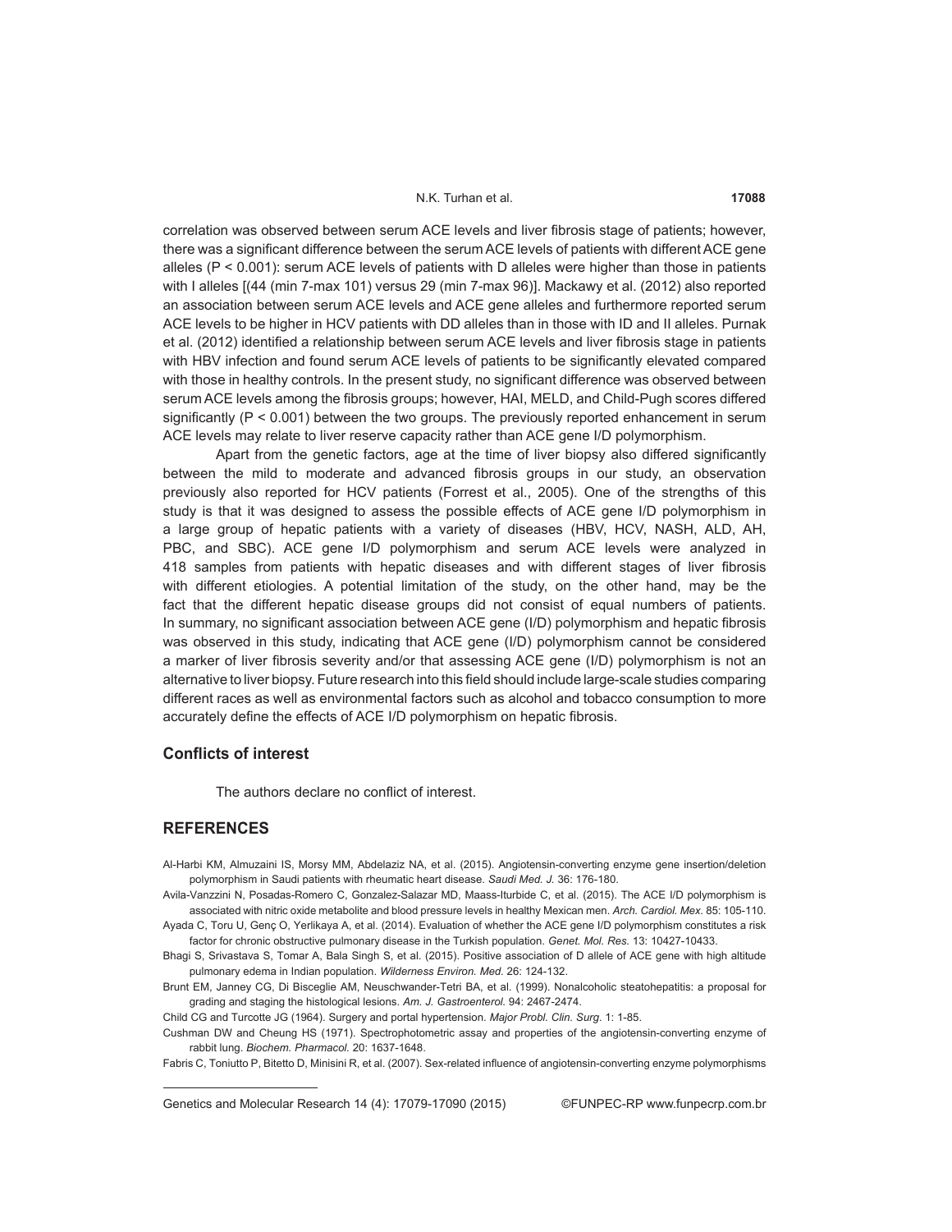correlation was observed between serum ACE levels and liver fibrosis stage of patients; however, there was a significant difference between the serum ACE levels of patients with different ACE gene alleles ($P < 0.001$): serum ACE levels of patients with D alleles were higher than those in patients with I alleles [(44 (min 7-max 101) versus 29 (min 7-max 96)]. Mackawy et al. (2012) also reported an association between serum ACE levels and ACE gene alleles and furthermore reported serum ACE levels to be higher in HCV patients with DD alleles than in those with ID and II alleles. Purnak et al. (2012) identified a relationship between serum ACE levels and liver fibrosis stage in patients with HBV infection and found serum ACE levels of patients to be significantly elevated compared with those in healthy controls. In the present study, no significant difference was observed between serum ACE levels among the fibrosis groups; however, HAI, MELD, and Child-Pugh scores differed significantly ($P < 0.001$) between the two groups. The previously reported enhancement in serum ACE levels may relate to liver reserve capacity rather than ACE gene I/D polymorphism.

Apart from the genetic factors, age at the time of liver biopsy also differed significantly between the mild to moderate and advanced fibrosis groups in our study, an observation previously also reported for HCV patients (Forrest et al., 2005). One of the strengths of this study is that it was designed to assess the possible effects of ACE gene I/D polymorphism in a large group of hepatic patients with a variety of diseases (HBV, HCV, NASH, ALD, AH, PBC, and SBC). ACE gene I/D polymorphism and serum ACE levels were analyzed in 418 samples from patients with hepatic diseases and with different stages of liver fibrosis with different etiologies. A potential limitation of the study, on the other hand, may be the fact that the different hepatic disease groups did not consist of equal numbers of patients. In summary, no significant association between ACE gene (I/D) polymorphism and hepatic fibrosis was observed in this study, indicating that ACE gene (I/D) polymorphism cannot be considered a marker of liver fibrosis severity and/or that assessing ACE gene (I/D) polymorphism is not an alternative to liver biopsy. Future research into this field should include large-scale studies comparing different races as well as environmental factors such as alcohol and tobacco consumption to more accurately define the effects of ACE I/D polymorphism on hepatic fibrosis.

### Conflicts of interest

The authors declare no conflict of interest.

## REFERENCES

Al-Harbi KM, Almuzaini IS, Morsy MM, Abdelaziz NA, et al. (2015). Angiotensin-converting enzyme gene insertion/deletion polymorphism in Saudi patients with rheumatic heart disease. *Saudi Med. J.* 36: 176-180.

Avila-Vanzzini N, Posadas-Romero C, Gonzalez-Salazar MD, Maass-Iturbide C, et al. (2015). The ACE I/D polymorphism is associated with nitric oxide metabolite and blood pressure levels in healthy Mexican men. *Arch. Cardiol. Mex.* 85: 105-110.

Ayada C, Toru U, Genç O, Yerlikaya A, et al. (2014). Evaluation of whether the ACE gene I/D polymorphism constitutes a risk factor for chronic obstructive pulmonary disease in the Turkish population. *Genet. Mol. Res.* 13: 10427-10433.

Bhagi S, Srivastava S, Tomar A, Bala Singh S, et al. (2015). Positive association of D allele of ACE gene with high altitude pulmonary edema in Indian population. *Wilderness Environ. Med.* 26: 124-132.

Brunt EM, Janney CG, Di Bisceglie AM, Neuschwander-Tetri BA, et al. (1999). Nonalcoholic steatohepatitis: a proposal for grading and staging the histological lesions. *Am. J. Gastroenterol.* 94: 2467-2474.

Child CG and Turcotte JG (1964). Surgery and portal hypertension. *Major Probl. Clin. Surg.* 1: 1-85.

Cushman DW and Cheung HS (1971). Spectrophotometric assay and properties of the angiotensin-converting enzyme of rabbit lung. *Biochem. Pharmacol.* 20: 1637-1648.

Fabris C, Toniutto P, Bitetto D, Minisini R, et al. (2007). Sex-related influence of angiotensin-converting enzyme polymorphisms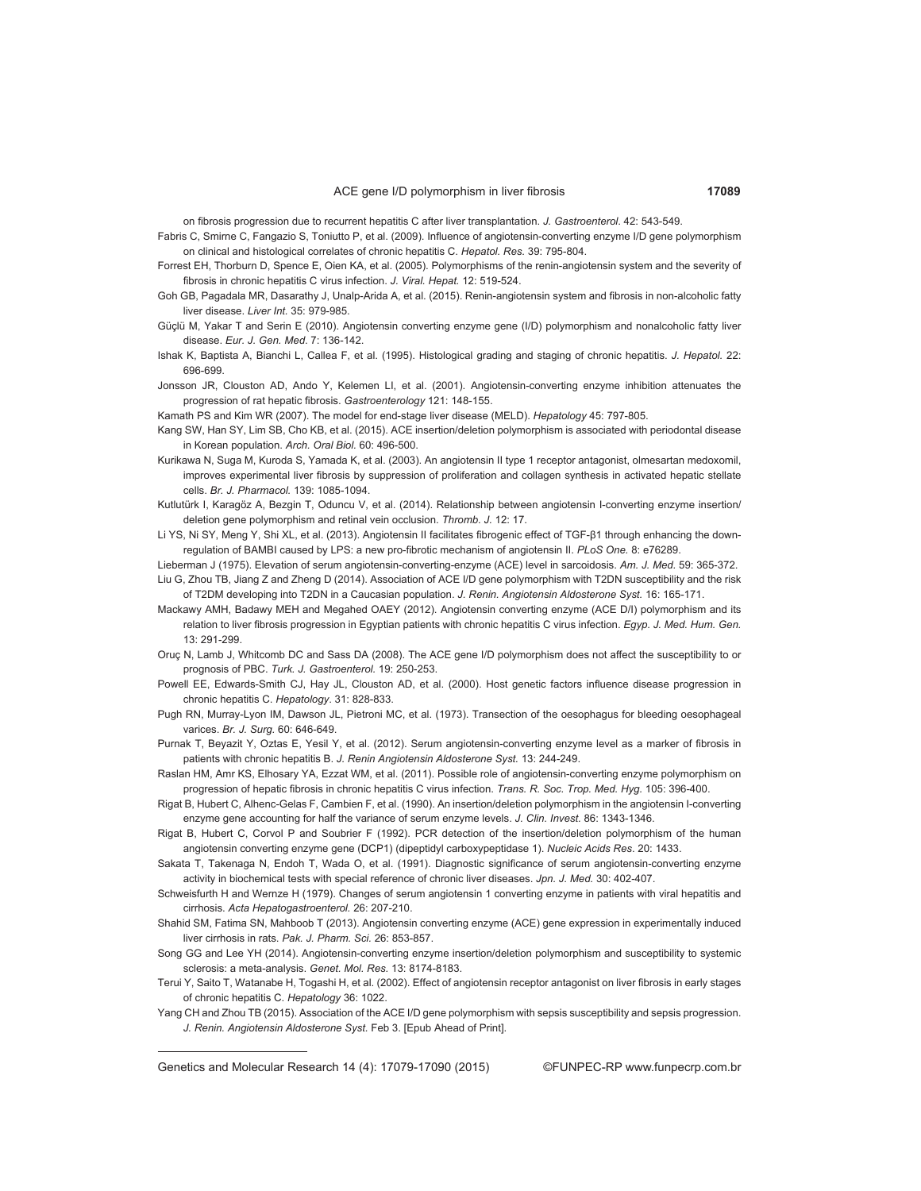on fibrosis progression due to recurrent hepatitis C after liver transplantation. *J. Gastroenterol.* 42: 543-549.

Fabris C, Smirne C, Fangazio S, Toniutto P, et al. (2009). Influence of angiotensin-converting enzyme I/D gene polymorphism on clinical and histological correlates of chronic hepatitis C. *Hepatol. Res.* 39: 795-804.

Forrest EH, Thorburn D, Spence E, Oien KA, et al. (2005). Polymorphisms of the renin-angiotensin system and the severity of fibrosis in chronic hepatitis C virus infection. *J. Viral. Hepat.* 12: 519-524.

Goh GB, Pagadala MR, Dasarathy J, Unalp-Arida A, et al. (2015). Renin-angiotensin system and fibrosis in non-alcoholic fatty liver disease. *Liver Int.* 35: 979-985.

Güçlü M, Yakar T and Serin E (2010). Angiotensin converting enzyme gene (I/D) polymorphism and nonalcoholic fatty liver disease. *Eur. J. Gen. Med.* 7: 136-142.

Ishak K, Baptista A, Bianchi L, Callea F, et al. (1995). Histological grading and staging of chronic hepatitis. *J. Hepatol.* 22: 696-699.

Jonsson JR, Clouston AD, Ando Y, Kelemen LI, et al. (2001). Angiotensin-converting enzyme inhibition attenuates the progression of rat hepatic fibrosis. *Gastroenterology* 121: 148-155.

Kamath PS and Kim WR (2007). The model for end-stage liver disease (MELD). *Hepatology* 45: 797-805.

Kang SW, Han SY, Lim SB, Cho KB, et al. (2015). ACE insertion/deletion polymorphism is associated with periodontal disease in Korean population. *Arch. Oral Biol.* 60: 496-500.

Kurikawa N, Suga M, Kuroda S, Yamada K, et al. (2003). An angiotensin II type 1 receptor antagonist, olmesartan medoxomil, improves experimental liver fibrosis by suppression of proliferation and collagen synthesis in activated hepatic stellate cells. *Br. J. Pharmacol.* 139: 1085-1094.

Kutlutürk I, Karagöz A, Bezgin T, Oduncu V, et al. (2014). Relationship between angiotensin I-converting enzyme insertion/deletion gene polymorphism and retinal vein occlusion. *Thromb. J.* 12: 17.

Li YS, Ni SY, Meng Y, Shi XL, et al. (2013). Angiotensin II facilitates fibrogenic effect of TGF-β1 through enhancing the down-regulation of BAMBI caused by LPS: a new pro-fibrotic mechanism of angiotensin II. *PLoS One.* 8: e76289.

Lieberman J (1975). Elevation of serum angiotensin-converting-enzyme (ACE) level in sarcoidosis. *Am. J. Med.* 59: 365-372.

Liu G, Zhou TB, Jiang Z and Zheng D (2014). Association of ACE I/D gene polymorphism with T2DN susceptibility and the risk of T2DM developing into T2DN in a Caucasian population. *J. Renin. Angiotensin Aldosterone Syst.* 16: 165-171.

Mackawy AMH, Badawy MEH and Megahed OAEY (2012). Angiotensin converting enzyme (ACE D/I) polymorphism and its relation to liver fibrosis progression in Egyptian patients with chronic hepatitis C virus infection. *Egyp. J. Med. Hum. Gen.* 13: 291-299.

Oruç N, Lamb J, Whitcomb DC and Sass DA (2008). The ACE gene I/D polymorphism does not affect the susceptibility to or prognosis of PBC. *Turk. J. Gastroenterol.* 19: 250-253.

Powell EE, Edwards-Smith CJ, Hay JL, Clouston AD, et al. (2000). Host genetic factors influence disease progression in chronic hepatitis C. *Hepatology*. 31: 828-833.

Pugh RN, Murray-Lyon IM, Dawson JL, Pietroni MC, et al. (1973). Transection of the oesophagus for bleeding oesophageal varices. *Br. J. Surg.* 60: 646-649.

Purnak T, Beyazit Y, Oztas E, Yesil Y, et al. (2012). Serum angiotensin-converting enzyme level as a marker of fibrosis in patients with chronic hepatitis B. *J. Renin Angiotensin Aldosterone Syst.* 13: 244-249.

Raslan HM, Amr KS, Elhosary YA, Ezzat WM, et al. (2011). Possible role of angiotensin-converting enzyme polymorphism on progression of hepatic fibrosis in chronic hepatitis C virus infection. *Trans. R. Soc. Trop. Med. Hyg.* 105: 396-400.

Rigat B, Hubert C, Alhenc-Gelas F, Cambien F, et al. (1990). An insertion/deletion polymorphism in the angiotensin I-converting enzyme gene accounting for half the variance of serum enzyme levels. *J. Clin. Invest.* 86: 1343-1346.

Rigat B, Hubert C, Corvol P and Soubrier F (1992). PCR detection of the insertion/deletion polymorphism of the human angiotensin converting enzyme gene (DCP1) (dipeptidyl carboxypeptidase 1). *Nucleic Acids Res*. 20: 1433.

Sakata T, Takenaga N, Endoh T, Wada O, et al. (1991). Diagnostic significance of serum angiotensin-converting enzyme activity in biochemical tests with special reference of chronic liver diseases. *Jpn. J. Med.* 30: 402-407.

Schweisfurth H and Wernze H (1979). Changes of serum angiotensin 1 converting enzyme in patients with viral hepatitis and cirrhosis. *Acta Hepatogastroenterol.* 26: 207-210.

Shahid SM, Fatima SN, Mahboob T (2013). Angiotensin converting enzyme (ACE) gene expression in experimentally induced liver cirrhosis in rats. *Pak. J. Pharm. Sci.* 26: 853-857.

Song GG and Lee YH (2014). Angiotensin-converting enzyme insertion/deletion polymorphism and susceptibility to systemic sclerosis: a meta-analysis. *Genet. Mol. Res.* 13: 8174-8183.

Terui Y, Saito T, Watanabe H, Togashi H, et al. (2002). Effect of angiotensin receptor antagonist on liver fibrosis in early stages of chronic hepatitis C. *Hepatology* 36: 1022.

Yang CH and Zhou TB (2015). Association of the ACE I/D gene polymorphism with sepsis susceptibility and sepsis progression. *J. Renin. Angiotensin Aldosterone Syst.* Feb 3. [Epub Ahead of Print].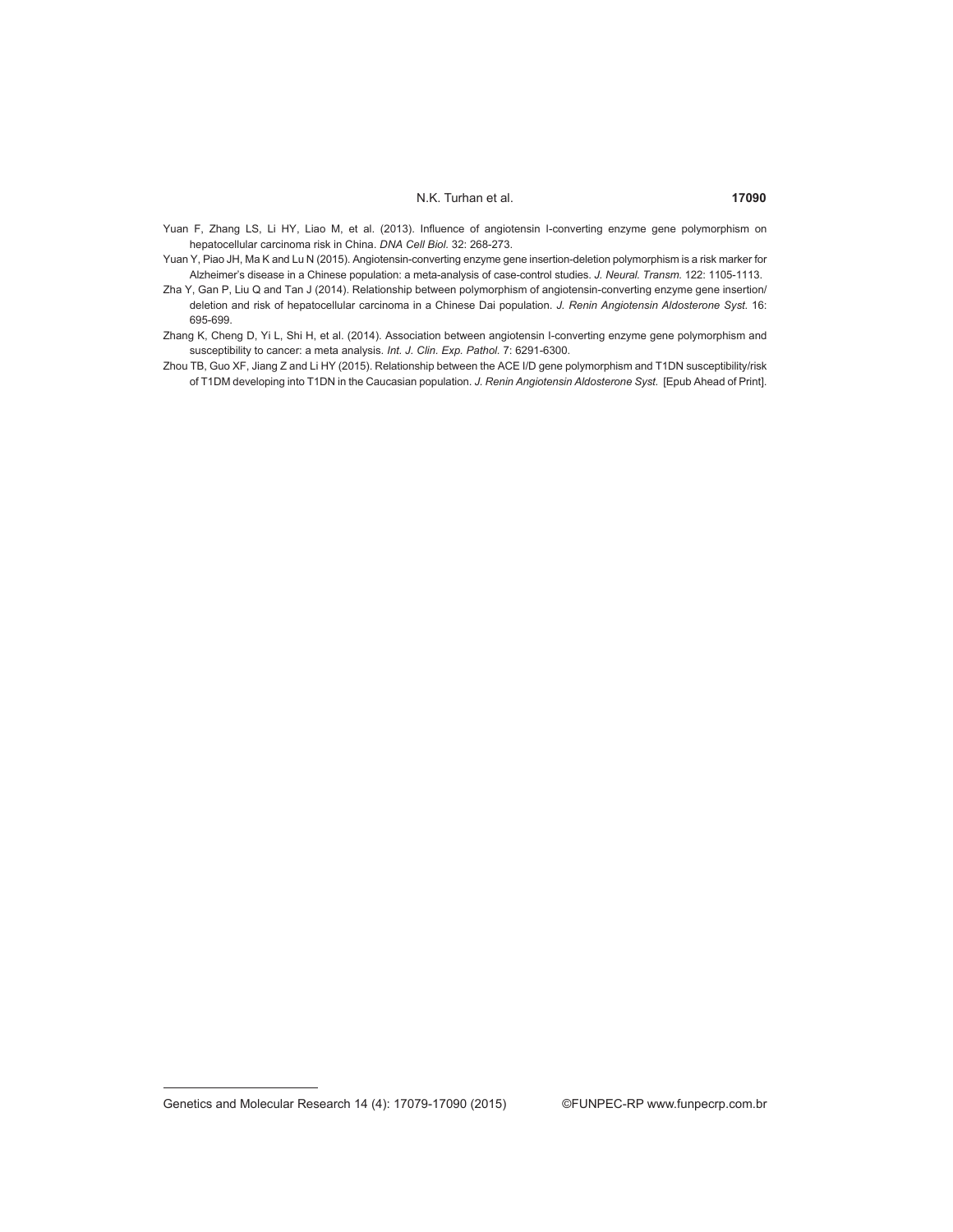Yuan F, Zhang LS, Li HY, Liao M, et al. (2013). Influence of angiotensin I-converting enzyme gene polymorphism on hepatocellular carcinoma risk in China. *DNA Cell Biol.* 32: 268-273.

Yuan Y, Piao JH, Ma K and Lu N (2015). Angiotensin-converting enzyme gene insertion-deletion polymorphism is a risk marker for Alzheimer's disease in a Chinese population: a meta-analysis of case-control studies. *J. Neural. Transm.* 122: 1105-1113.

Zha Y, Gan P, Liu Q and Tan J (2014). Relationship between polymorphism of angiotensin-converting enzyme gene insertion/deletion and risk of hepatocellular carcinoma in a Chinese Dai population. *J. Renin Angiotensin Aldosterone Syst.* 16: 695-699.

Zhang K, Cheng D, Yi L, Shi H, et al. (2014). Association between angiotensin I-converting enzyme gene polymorphism and susceptibility to cancer: a meta analysis. *Int. J. Clin. Exp. Pathol.* 7: 6291-6300.

Zhou TB, Guo XF, Jiang Z and Li HY (2015). Relationship between the ACE I/D gene polymorphism and T1DN susceptibility/risk of T1DM developing into T1DN in the Caucasian population. *J. Renin Angiotensin Aldosterone Syst.* [Epub Ahead of Print].